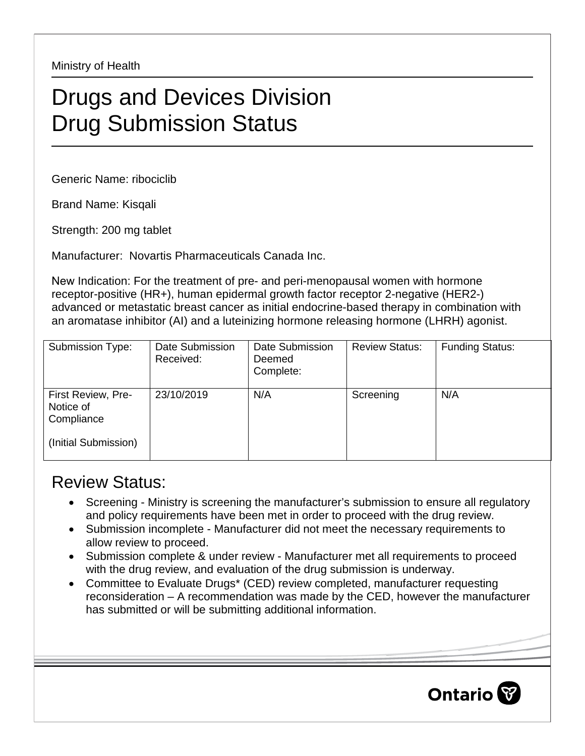Ministry of Health

# Drugs and Devices Division
# Drug Submission Status

Generic Name: ribociclib

Brand Name: Kisqali

Strength: 200 mg tablet

Manufacturer: Novartis Pharmaceuticals Canada Inc.

New Indication: For the treatment of pre- and peri-menopausal women with hormone receptor-positive (HR+), human epidermal growth factor receptor 2-negative (HER2-) advanced or metastatic breast cancer as initial endocrine-based therapy in combination with an aromatase inhibitor (AI) and a luteinizing hormone releasing hormone (LHRH) agonist.

| Submission Type: | Date Submission Received: | Date Submission Deemed Complete: | Review Status: | Funding Status: |
|---|---|---|---|---|
| First Review, Pre-Notice of Compliance<br><br>(Initial Submission) | 23/10/2019 | N/A | Screening | N/A |

## Review Status:

- Screening - Ministry is screening the manufacturer's submission to ensure all regulatory and policy requirements have been met in order to proceed with the drug review.
- Submission incomplete - Manufacturer did not meet the necessary requirements to allow review to proceed.
- Submission complete & under review - Manufacturer met all requirements to proceed with the drug review, and evaluation of the drug submission is underway.
- Committee to Evaluate Drugs* (CED) review completed, manufacturer requesting reconsideration – A recommendation was made by the CED, however the manufacturer has submitted or will be submitting additional information.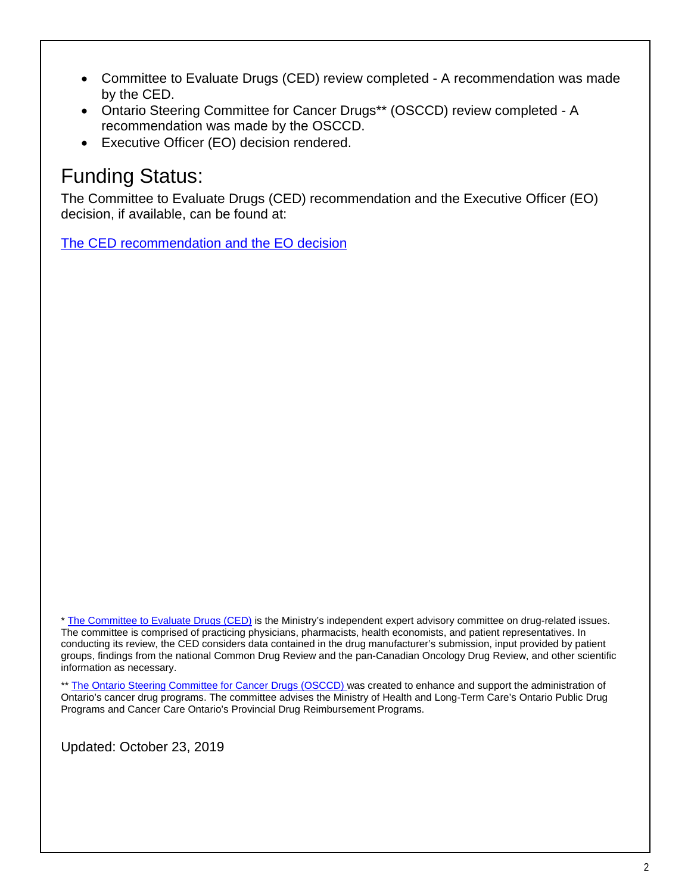- Committee to Evaluate Drugs (CED) review completed - A recommendation was made by the CED.
- Ontario Steering Committee for Cancer Drugs** (OSCCD) review completed - A recommendation was made by the OSCCD.
- Executive Officer (EO) decision rendered.

# Funding Status:

The Committee to Evaluate Drugs (CED) recommendation and the Executive Officer (EO) decision, if available, can be found at:

The CED recommendation and the EO decision

* The Committee to Evaluate Drugs (CED) is the Ministry's independent expert advisory committee on drug-related issues. The committee is comprised of practicing physicians, pharmacists, health economists, and patient representatives. In conducting its review, the CED considers data contained in the drug manufacturer's submission, input provided by patient groups, findings from the national Common Drug Review and the pan-Canadian Oncology Drug Review, and other scientific information as necessary.

** The Ontario Steering Committee for Cancer Drugs (OSCCD) was created to enhance and support the administration of Ontario's cancer drug programs. The committee advises the Ministry of Health and Long-Term Care's Ontario Public Drug Programs and Cancer Care Ontario's Provincial Drug Reimbursement Programs.

Updated: October 23, 2019